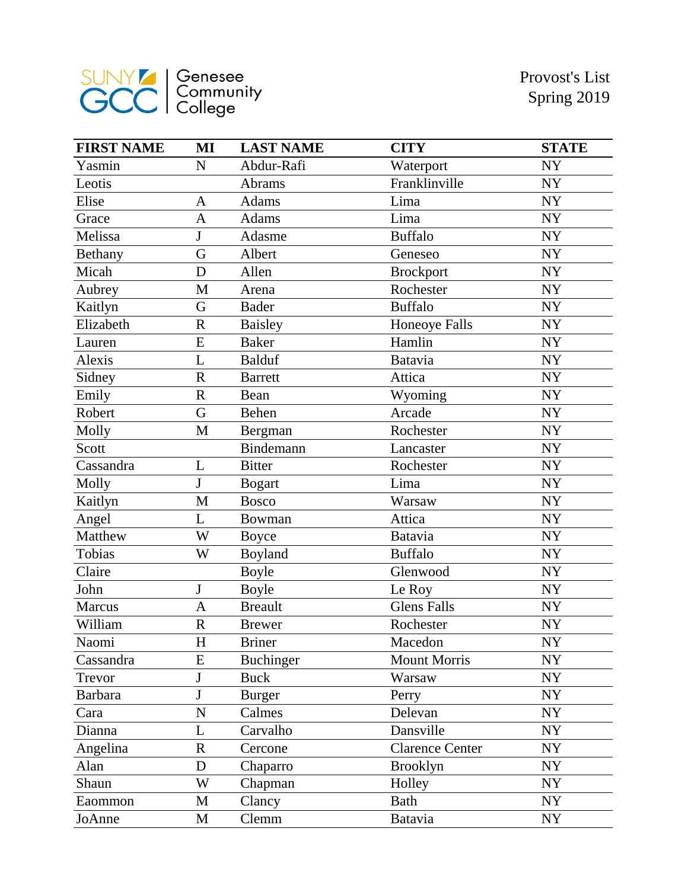SUNY GCC | Genesee Community College

Provost's List
Spring 2019

| FIRST NAME | MI | LAST NAME | CITY | STATE |
| --- | --- | --- | --- | --- |
| Yasmin | N | Abdur-Rafi | Waterport | NY |
| Leotis | | Abrams | Franklinville | NY |
| Elise | A | Adams | Lima | NY |
| Grace | A | Adams | Lima | NY |
| Melissa | J | Adasme | Buffalo | NY |
| Bethany | G | Albert | Geneseo | NY |
| Micah | D | Allen | Brockport | NY |
| Aubrey | M | Arena | Rochester | NY |
| Kaitlyn | G | Bader | Buffalo | NY |
| Elizabeth | R | Baisley | Honeoye Falls | NY |
| Lauren | E | Baker | Hamlin | NY |
| Alexis | L | Balduf | Batavia | NY |
| Sidney | R | Barrett | Attica | NY |
| Emily | R | Bean | Wyoming | NY |
| Robert | G | Behen | Arcade | NY |
| Molly | M | Bergman | Rochester | NY |
| Scott | | Bindemann | Lancaster | NY |
| Cassandra | L | Bitter | Rochester | NY |
| Molly | J | Bogart | Lima | NY |
| Kaitlyn | M | Bosco | Warsaw | NY |
| Angel | L | Bowman | Attica | NY |
| Matthew | W | Boyce | Batavia | NY |
| Tobias | W | Boyland | Buffalo | NY |
| Claire | | Boyle | Glenwood | NY |
| John | J | Boyle | Le Roy | NY |
| Marcus | A | Breault | Glens Falls | NY |
| William | R | Brewer | Rochester | NY |
| Naomi | H | Briner | Macedon | NY |
| Cassandra | E | Buchinger | Mount Morris | NY |
| Trevor | J | Buck | Warsaw | NY |
| Barbara | J | Burger | Perry | NY |
| Cara | N | Calmes | Delevan | NY |
| Dianna | L | Carvalho | Dansville | NY |
| Angelina | R | Cercone | Clarence Center | NY |
| Alan | D | Chaparro | Brooklyn | NY |
| Shaun | W | Chapman | Holley | NY |
| Eaommon | M | Clancy | Bath | NY |
| JoAnne | M | Clemm | Batavia | NY |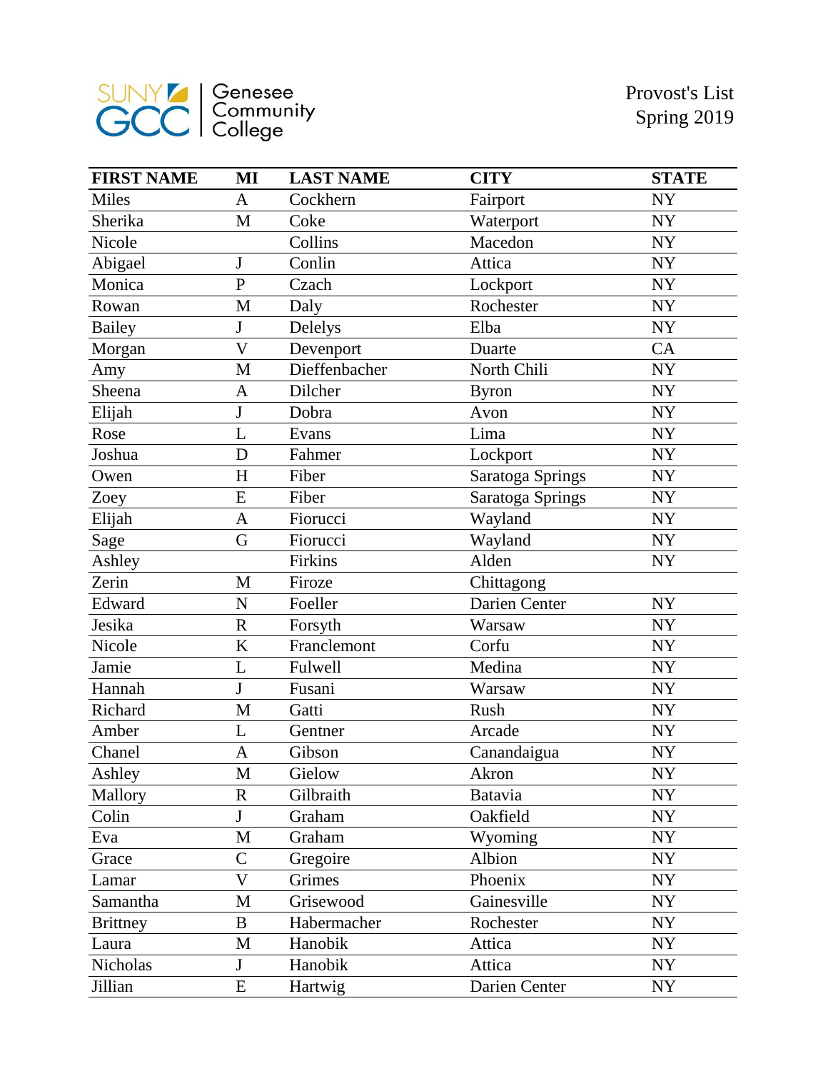SUNY GCC Genesee Community College

Provost's List
Spring 2019

| FIRST NAME | MI | LAST NAME | CITY | STATE |
|---|---|---|---|---|
| Miles | A | Cockhern | Fairport | NY |
| Sherika | M | Coke | Waterport | NY |
| Nicole | | Collins | Macedon | NY |
| Abigael | J | Conlin | Attica | NY |
| Monica | P | Czach | Lockport | NY |
| Rowan | M | Daly | Rochester | NY |
| Bailey | J | Delelys | Elba | NY |
| Morgan | V | Devenport | Duarte | CA |
| Amy | M | Dieffenbacher | North Chili | NY |
| Sheena | A | Dilcher | Byron | NY |
| Elijah | J | Dobra | Avon | NY |
| Rose | L | Evans | Lima | NY |
| Joshua | D | Fahmer | Lockport | NY |
| Owen | H | Fiber | Saratoga Springs | NY |
| Zoey | E | Fiber | Saratoga Springs | NY |
| Elijah | A | Fiorucci | Wayland | NY |
| Sage | G | Fiorucci | Wayland | NY |
| Ashley | | Firkins | Alden | NY |
| Zerin | M | Firoze | Chittagong | |
| Edward | N | Foeller | Darien Center | NY |
| Jesika | R | Forsyth | Warsaw | NY |
| Nicole | K | Franclemont | Corfu | NY |
| Jamie | L | Fulwell | Medina | NY |
| Hannah | J | Fusani | Warsaw | NY |
| Richard | M | Gatti | Rush | NY |
| Amber | L | Gentner | Arcade | NY |
| Chanel | A | Gibson | Canandaigua | NY |
| Ashley | M | Gielow | Akron | NY |
| Mallory | R | Gilbraith | Batavia | NY |
| Colin | J | Graham | Oakfield | NY |
| Eva | M | Graham | Wyoming | NY |
| Grace | C | Gregoire | Albion | NY |
| Lamar | V | Grimes | Phoenix | NY |
| Samantha | M | Grisewood | Gainesville | NY |
| Brittney | B | Habermacher | Rochester | NY |
| Laura | M | Hanobik | Attica | NY |
| Nicholas | J | Hanobik | Attica | NY |
| Jillian | E | Hartwig | Darien Center | NY |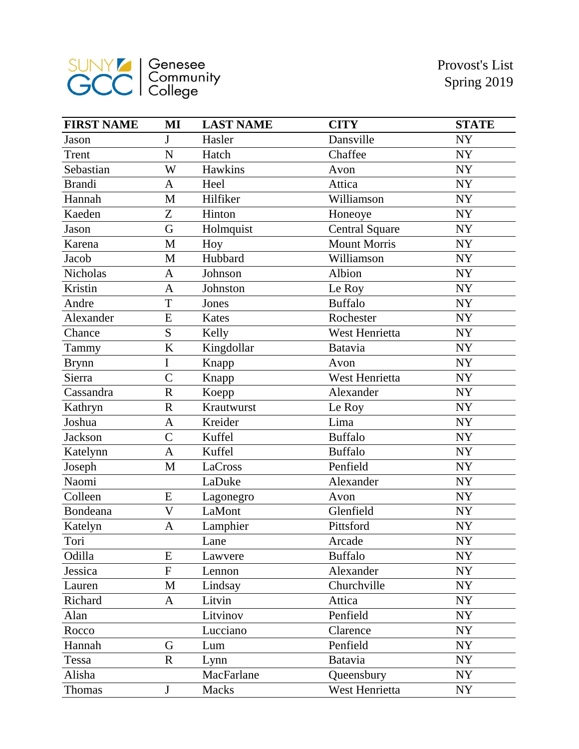SUNY GCC | Genesee Community College

Provost's List
Spring 2019

| FIRST NAME | MI | LAST NAME | CITY | STATE |
|---|---|---|---|---|
| Jason | J | Hasler | Dansville | NY |
| Trent | N | Hatch | Chaffee | NY |
| Sebastian | W | Hawkins | Avon | NY |
| Brandi | A | Heel | Attica | NY |
| Hannah | M | Hilfiker | Williamson | NY |
| Kaeden | Z | Hinton | Honeoye | NY |
| Jason | G | Holmquist | Central Square | NY |
| Karena | M | Hoy | Mount Morris | NY |
| Jacob | M | Hubbard | Williamson | NY |
| Nicholas | A | Johnson | Albion | NY |
| Kristin | A | Johnston | Le Roy | NY |
| Andre | T | Jones | Buffalo | NY |
| Alexander | E | Kates | Rochester | NY |
| Chance | S | Kelly | West Henrietta | NY |
| Tammy | K | Kingdollar | Batavia | NY |
| Brynn | I | Knapp | Avon | NY |
| Sierra | C | Knapp | West Henrietta | NY |
| Cassandra | R | Koepp | Alexander | NY |
| Kathryn | R | Krautwurst | Le Roy | NY |
| Joshua | A | Kreider | Lima | NY |
| Jackson | C | Kuffel | Buffalo | NY |
| Katelynn | A | Kuffel | Buffalo | NY |
| Joseph | M | LaCross | Penfield | NY |
| Naomi | | LaDuke | Alexander | NY |
| Colleen | E | Lagonegro | Avon | NY |
| Bondeana | V | LaMont | Glenfield | NY |
| Katelyn | A | Lamphier | Pittsford | NY |
| Tori | | Lane | Arcade | NY |
| Odilla | E | Lawvere | Buffalo | NY |
| Jessica | F | Lennon | Alexander | NY |
| Lauren | M | Lindsay | Churchville | NY |
| Richard | A | Litvin | Attica | NY |
| Alan | | Litvinov | Penfield | NY |
| Rocco | | Lucciano | Clarence | NY |
| Hannah | G | Lum | Penfield | NY |
| Tessa | R | Lynn | Batavia | NY |
| Alisha | | MacFarlane | Queensbury | NY |
| Thomas | J | Macks | West Henrietta | NY |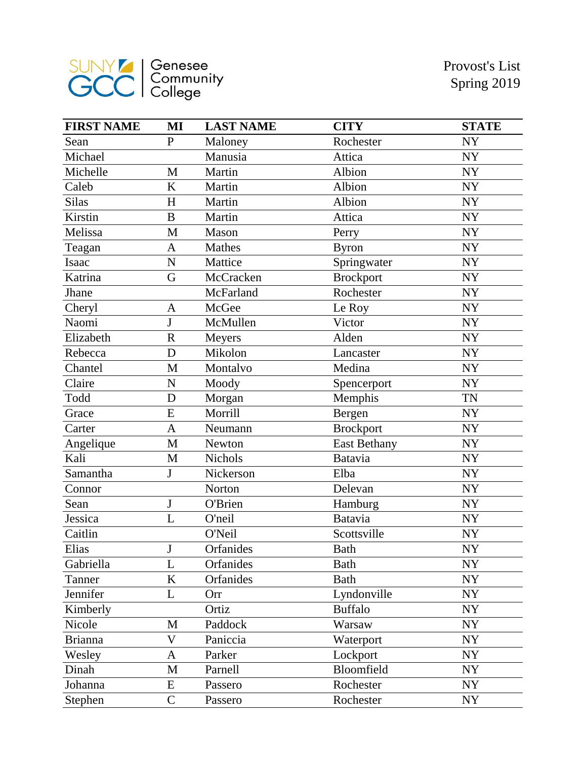SUNY GCC | Genesee Community College

Provost's List
Spring 2019

| FIRST NAME | MI | LAST NAME | CITY | STATE |
| --- | --- | --- | --- | --- |
| Sean | P | Maloney | Rochester | NY |
| Michael | | Manusia | Attica | NY |
| Michelle | M | Martin | Albion | NY |
| Caleb | K | Martin | Albion | NY |
| Silas | H | Martin | Albion | NY |
| Kirstin | B | Martin | Attica | NY |
| Melissa | M | Mason | Perry | NY |
| Teagan | A | Mathes | Byron | NY |
| Isaac | N | Mattice | Springwater | NY |
| Katrina | G | McCracken | Brockport | NY |
| Jhane | | McFarland | Rochester | NY |
| Cheryl | A | McGee | Le Roy | NY |
| Naomi | J | McMullen | Victor | NY |
| Elizabeth | R | Meyers | Alden | NY |
| Rebecca | D | Mikolon | Lancaster | NY |
| Chantel | M | Montalvo | Medina | NY |
| Claire | N | Moody | Spencerport | NY |
| Todd | D | Morgan | Memphis | TN |
| Grace | E | Morrill | Bergen | NY |
| Carter | A | Neumann | Brockport | NY |
| Angelique | M | Newton | East Bethany | NY |
| Kali | M | Nichols | Batavia | NY |
| Samantha | J | Nickerson | Elba | NY |
| Connor | | Norton | Delevan | NY |
| Sean | J | O'Brien | Hamburg | NY |
| Jessica | L | O'neil | Batavia | NY |
| Caitlin | | O'Neil | Scottsville | NY |
| Elias | J | Orfanides | Bath | NY |
| Gabriella | L | Orfanides | Bath | NY |
| Tanner | K | Orfanides | Bath | NY |
| Jennifer | L | Orr | Lyndonville | NY |
| Kimberly | | Ortiz | Buffalo | NY |
| Nicole | M | Paddock | Warsaw | NY |
| Brianna | V | Paniccia | Waterport | NY |
| Wesley | A | Parker | Lockport | NY |
| Dinah | M | Parnell | Bloomfield | NY |
| Johanna | E | Passero | Rochester | NY |
| Stephen | C | Passero | Rochester | NY |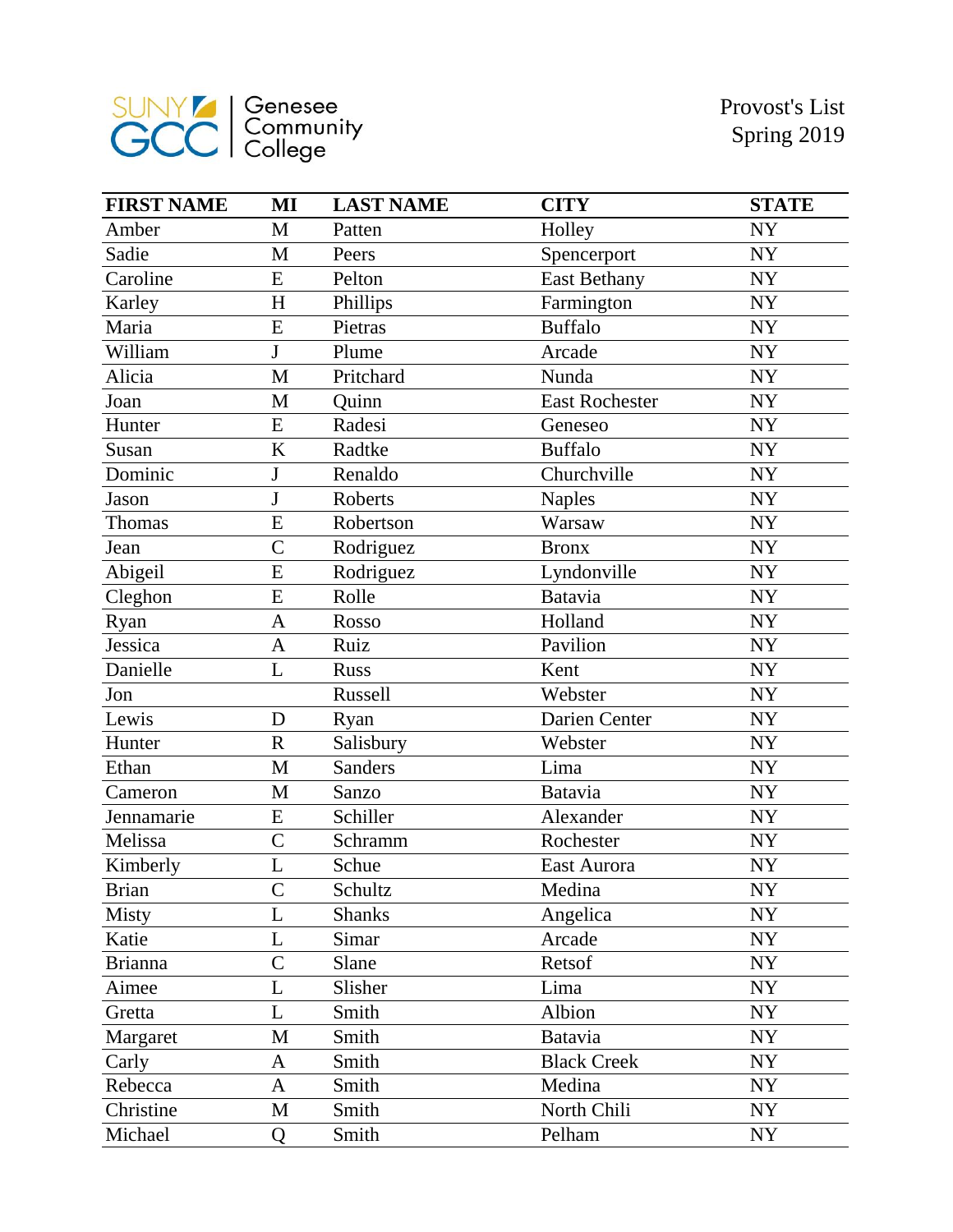SUNY GCC | Genesee Community College

Provost's List
Spring 2019

| FIRST NAME | MI | LAST NAME | CITY | STATE |
|---|---|---|---|---|
| Amber | M | Patten | Holley | NY |
| Sadie | M | Peers | Spencerport | NY |
| Caroline | E | Pelton | East Bethany | NY |
| Karley | H | Phillips | Farmington | NY |
| Maria | E | Pietras | Buffalo | NY |
| William | J | Plume | Arcade | NY |
| Alicia | M | Pritchard | Nunda | NY |
| Joan | M | Quinn | East Rochester | NY |
| Hunter | E | Radesi | Geneseo | NY |
| Susan | K | Radtke | Buffalo | NY |
| Dominic | J | Renaldo | Churchville | NY |
| Jason | J | Roberts | Naples | NY |
| Thomas | E | Robertson | Warsaw | NY |
| Jean | C | Rodriguez | Bronx | NY |
| Abigeil | E | Rodriguez | Lyndonville | NY |
| Cleghon | E | Rolle | Batavia | NY |
| Ryan | A | Rosso | Holland | NY |
| Jessica | A | Ruiz | Pavilion | NY |
| Danielle | L | Russ | Kent | NY |
| Jon | | Russell | Webster | NY |
| Lewis | D | Ryan | Darien Center | NY |
| Hunter | R | Salisbury | Webster | NY |
| Ethan | M | Sanders | Lima | NY |
| Cameron | M | Sanzo | Batavia | NY |
| Jennamarie | E | Schiller | Alexander | NY |
| Melissa | C | Schramm | Rochester | NY |
| Kimberly | L | Schue | East Aurora | NY |
| Brian | C | Schultz | Medina | NY |
| Misty | L | Shanks | Angelica | NY |
| Katie | L | Simar | Arcade | NY |
| Brianna | C | Slane | Retsof | NY |
| Aimee | L | Slisher | Lima | NY |
| Gretta | L | Smith | Albion | NY |
| Margaret | M | Smith | Batavia | NY |
| Carly | A | Smith | Black Creek | NY |
| Rebecca | A | Smith | Medina | NY |
| Christine | M | Smith | North Chili | NY |
| Michael | Q | Smith | Pelham | NY |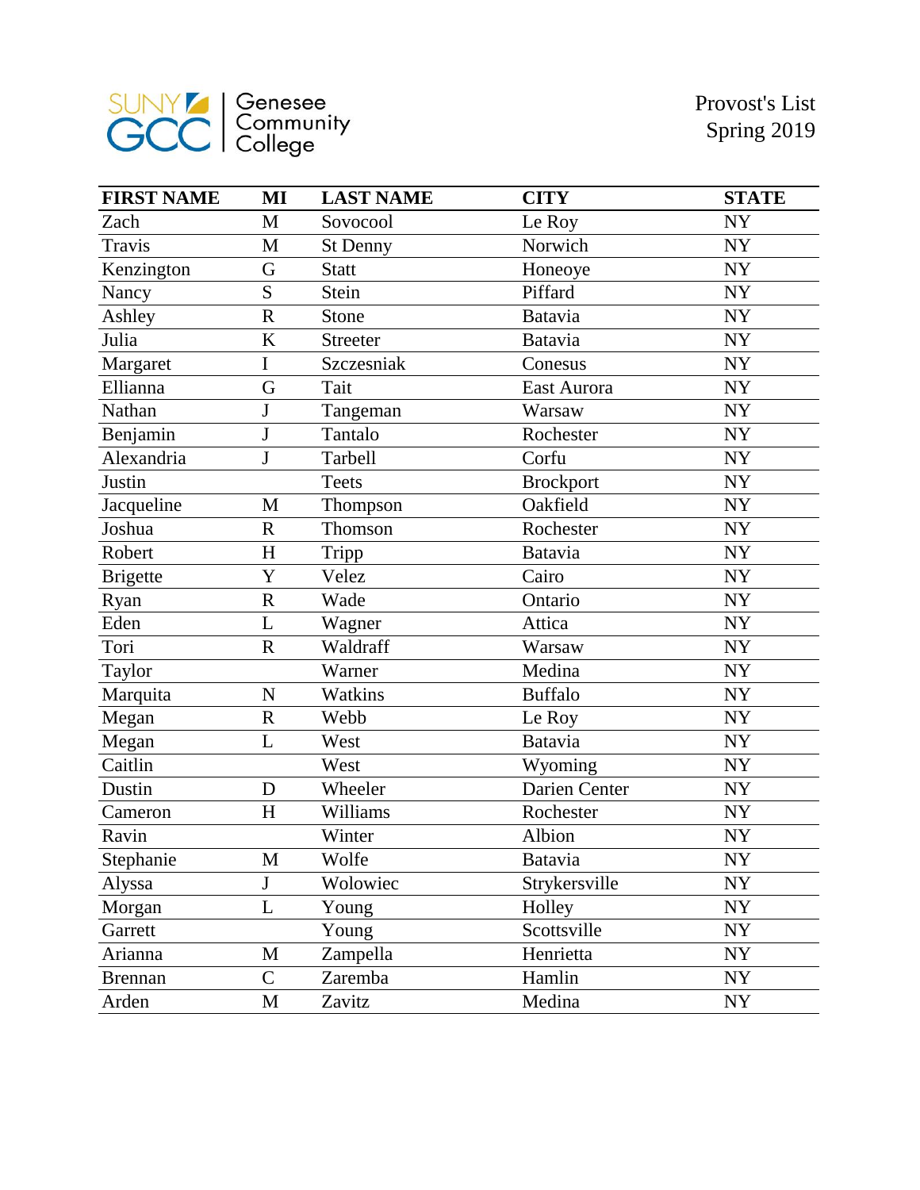Genesee Community College

Provost's List
Spring 2019

| FIRST NAME | MI | LAST NAME | CITY | STATE |
|---|---|---|---|---|
| Zach | M | Sovocool | Le Roy | NY |
| Travis | M | St Denny | Norwich | NY |
| Kenzington | G | Statt | Honeoye | NY |
| Nancy | S | Stein | Piffard | NY |
| Ashley | R | Stone | Batavia | NY |
| Julia | K | Streeter | Batavia | NY |
| Margaret | I | Szczesniak | Conesus | NY |
| Ellianna | G | Tait | East Aurora | NY |
| Nathan | J | Tangeman | Warsaw | NY |
| Benjamin | J | Tantalo | Rochester | NY |
| Alexandria | J | Tarbell | Corfu | NY |
| Justin | | Teets | Brockport | NY |
| Jacqueline | M | Thompson | Oakfield | NY |
| Joshua | R | Thomson | Rochester | NY |
| Robert | H | Tripp | Batavia | NY |
| Brigette | Y | Velez | Cairo | NY |
| Ryan | R | Wade | Ontario | NY |
| Eden | L | Wagner | Attica | NY |
| Tori | R | Waldraff | Warsaw | NY |
| Taylor | | Warner | Medina | NY |
| Marquita | N | Watkins | Buffalo | NY |
| Megan | R | Webb | Le Roy | NY |
| Megan | L | West | Batavia | NY |
| Caitlin | | West | Wyoming | NY |
| Dustin | D | Wheeler | Darien Center | NY |
| Cameron | H | Williams | Rochester | NY |
| Ravin | | Winter | Albion | NY |
| Stephanie | M | Wolfe | Batavia | NY |
| Alyssa | J | Wolowiec | Strykersville | NY |
| Morgan | L | Young | Holley | NY |
| Garrett | | Young | Scottsville | NY |
| Arianna | M | Zampella | Henrietta | NY |
| Brennan | C | Zaremba | Hamlin | NY |
| Arden | M | Zavitz | Medina | NY |